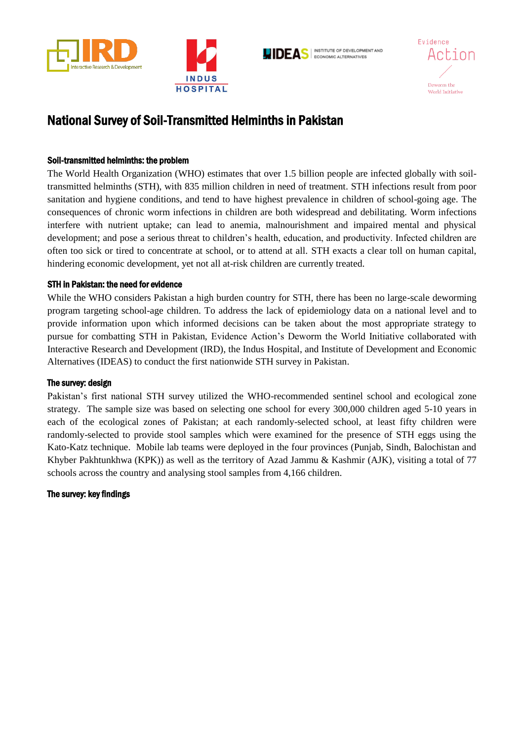# National Survey of Soil-Transmitted Helminths in Pakistan

### Soil-transmitted helminths: the problem

The World Health Organization (WHO) estimates that over 1.5 billion people are infected globally with soil-transmitted helminths (STH), with 835 million children in need of treatment. STH infections result from poor sanitation and hygiene conditions, and tend to have highest prevalence in children of school-going age. The consequences of chronic worm infections in children are both widespread and debilitating. Worm infections interfere with nutrient uptake; can lead to anemia, malnourishment and impaired mental and physical development; and pose a serious threat to children's health, education, and productivity. Infected children are often too sick or tired to concentrate at school, or to attend at all. STH exacts a clear toll on human capital, hindering economic development, yet not all at-risk children are currently treated.

### STH in Pakistan: the need for evidence

While the WHO considers Pakistan a high burden country for STH, there has been no large-scale deworming program targeting school-age children. To address the lack of epidemiology data on a national level and to provide information upon which informed decisions can be taken about the most appropriate strategy to pursue for combatting STH in Pakistan, Evidence Action's Deworm the World Initiative collaborated with Interactive Research and Development (IRD), the Indus Hospital, and Institute of Development and Economic Alternatives (IDEAS) to conduct the first nationwide STH survey in Pakistan.

### The survey: design

Pakistan's first national STH survey utilized the WHO-recommended sentinel school and ecological zone strategy. The sample size was based on selecting one school for every 300,000 children aged 5-10 years in each of the ecological zones of Pakistan; at each randomly-selected school, at least fifty children were randomly-selected to provide stool samples which were examined for the presence of STH eggs using the Kato-Katz technique. Mobile lab teams were deployed in the four provinces (Punjab, Sindh, Balochistan and Khyber Pakhtunkhwa (KPK)) as well as the territory of Azad Jammu & Kashmir (AJK), visiting a total of 77 schools across the country and analysing stool samples from 4,166 children.

### The survey: key findings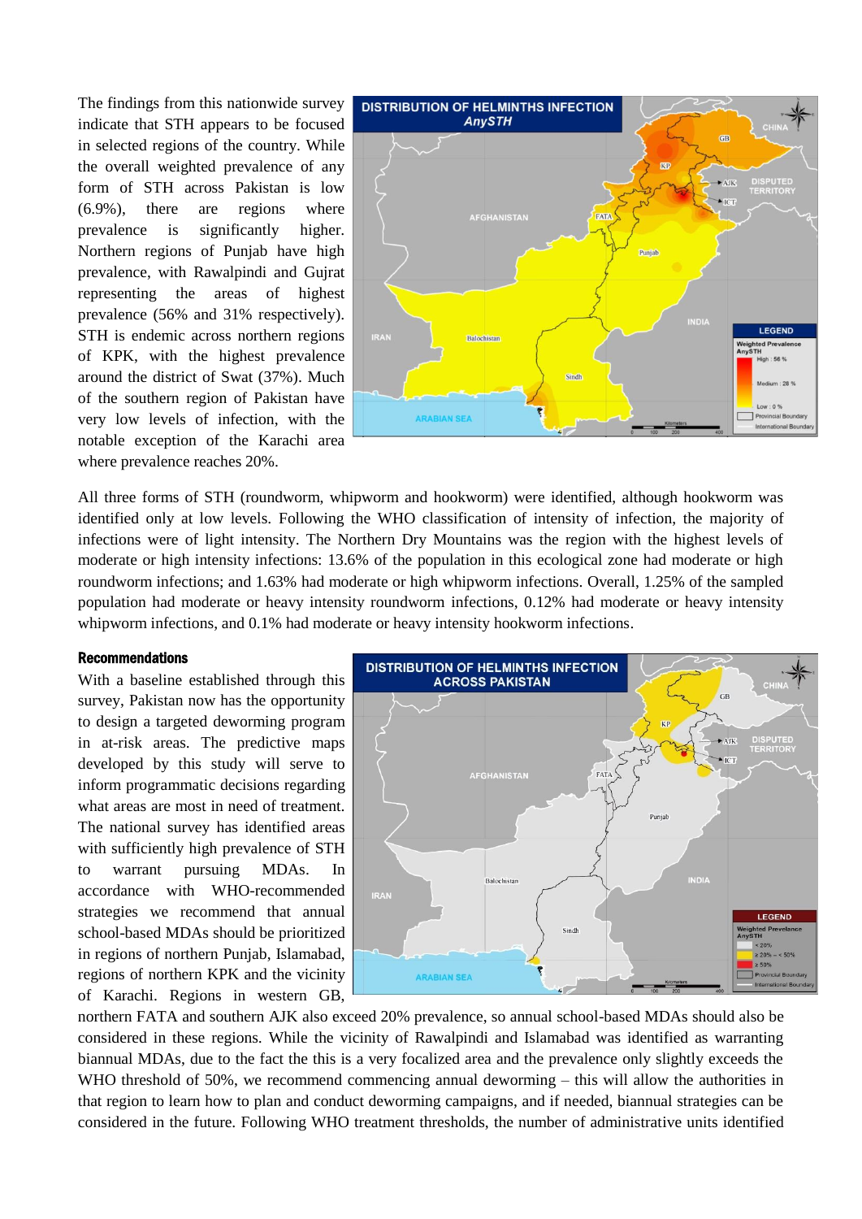The findings from this nationwide survey indicate that STH appears to be focused in selected regions of the country. While the overall weighted prevalence of any form of STH across Pakistan is low (6.9%), there are regions where prevalence is significantly higher. Northern regions of Punjab have high prevalence, with Rawalpindi and Gujrat representing the areas of highest prevalence (56% and 31% respectively). STH is endemic across northern regions of KPK, with the highest prevalence around the district of Swat (37%). Much of the southern region of Pakistan have very low levels of infection, with the notable exception of the Karachi area where prevalence reaches 20%.

All three forms of STH (roundworm, whipworm and hookworm) were identified, although hookworm was identified only at low levels. Following the WHO classification of intensity of infection, the majority of infections were of light intensity. The Northern Dry Mountains was the region with the highest levels of moderate or high intensity infections: 13.6% of the population in this ecological zone had moderate or high roundworm infections; and 1.63% had moderate or high whipworm infections. Overall, 1.25% of the sampled population had moderate or heavy intensity roundworm infections, 0.12% had moderate or heavy intensity whipworm infections, and 0.1% had moderate or heavy intensity hookworm infections.

## Recommendations

With a baseline established through this survey, Pakistan now has the opportunity to design a targeted deworming program in at-risk areas. The predictive maps developed by this study will serve to inform programmatic decisions regarding what areas are most in need of treatment. The national survey has identified areas with sufficiently high prevalence of STH to warrant pursuing MDAs. In accordance with WHO-recommended strategies we recommend that annual school-based MDAs should be prioritized in regions of northern Punjab, Islamabad, regions of northern KPK and the vicinity of Karachi. Regions in western GB, northern FATA and southern AJK also exceed 20% prevalence, so annual school-based MDAs should also be considered in these regions. While the vicinity of Rawalpindi and Islamabad was identified as warranting biannual MDAs, due to the fact the this is a very focalized area and the prevalence only slightly exceeds the WHO threshold of 50%, we recommend commencing annual deworming – this will allow the authorities in that region to learn how to plan and conduct deworming campaigns, and if needed, biannual strategies can be considered in the future. Following WHO treatment thresholds, the number of administrative units identified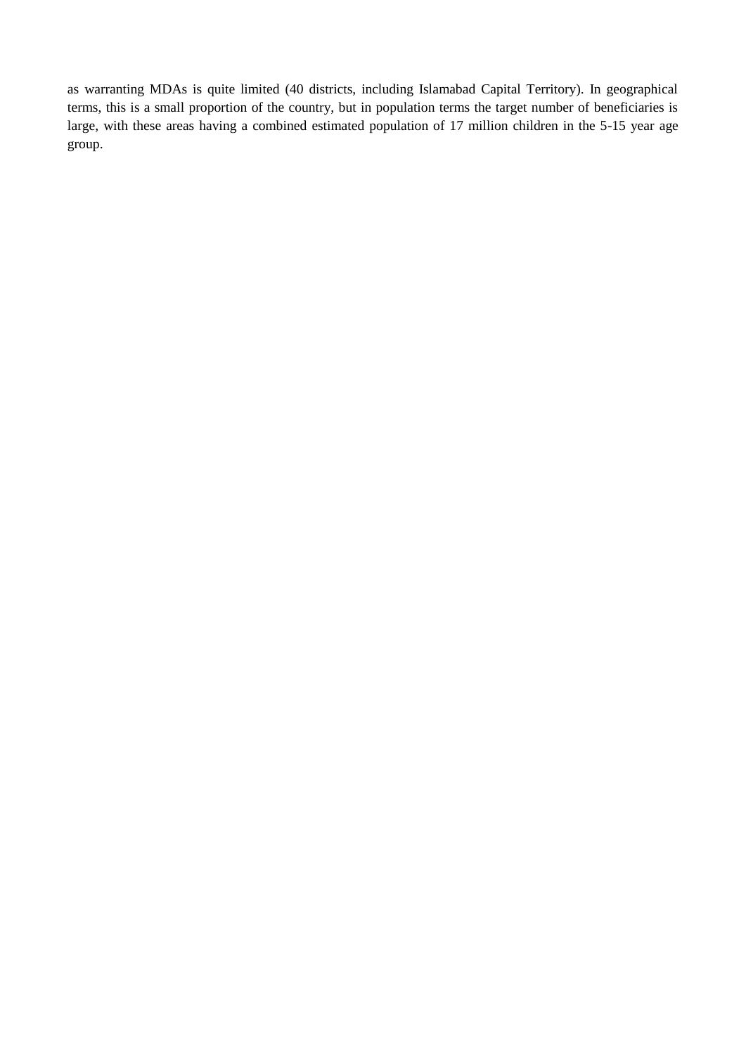as warranting MDAs is quite limited (40 districts, including Islamabad Capital Territory). In geographical terms, this is a small proportion of the country, but in population terms the target number of beneficiaries is large, with these areas having a combined estimated population of 17 million children in the 5-15 year age group.